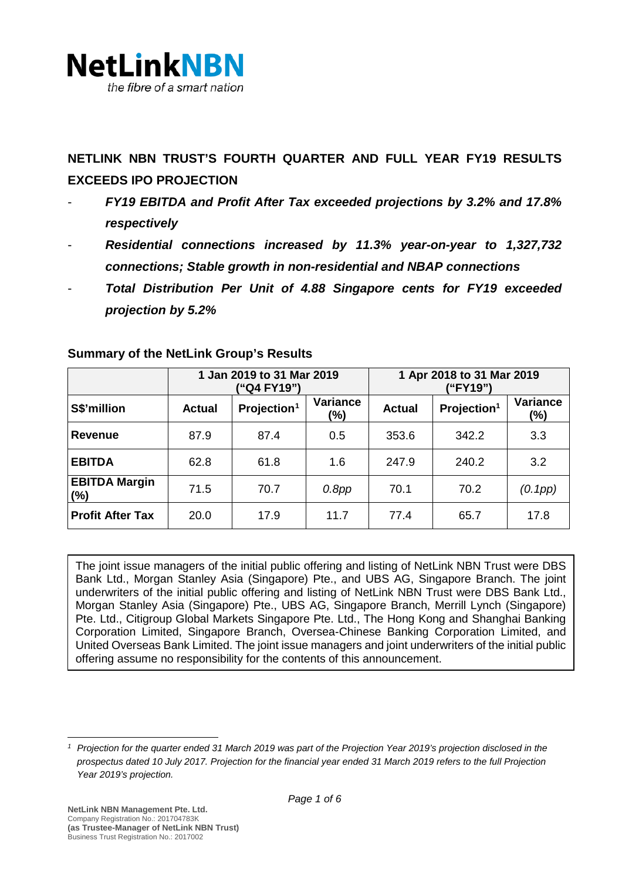NetLinkNBN

*the fibre of a smart nation*

## NETLINK NBN TRUST'S FOURTH QUARTER AND FULL YEAR FY19 RESULTS EXCEEDS IPO PROJECTION

- ***FY19 EBITDA and Profit After Tax exceeded projections by 3.2% and 17.8% respectively***
- ***Residential connections increased by 11.3% year-on-year to 1,327,732 connections; Stable growth in non-residential and NBAP connections***
- ***Total Distribution Per Unit of 4.88 Singapore cents for FY19 exceeded projection by 5.2%***

### Summary of the NetLink Group's Results

| | 1 Jan 2019 to 31 Mar 2019 ("Q4 FY19") | | | 1 Apr 2018 to 31 Mar 2019 ("FY19") | | |
|---|---|---|---|---|---|---|
| **S$'million** | **Actual** | **Projection[1]** | **Variance (%)** | **Actual** | **Projection[1]** | **Variance (%)** |
| **Revenue** | 87.9 | 87.4 | 0.5 | 353.6 | 342.2 | 3.3 |
| **EBITDA** | 62.8 | 61.8 | 1.6 | 247.9 | 240.2 | 3.2 |
| **EBITDA Margin (%)** | 71.5 | 70.7 | *0.8pp* | 70.1 | 70.2 | *(0.1pp)* |
| **Profit After Tax** | 20.0 | 17.9 | 11.7 | 77.4 | 65.7 | 17.8 |

The joint issue managers of the initial public offering and listing of NetLink NBN Trust were DBS Bank Ltd., Morgan Stanley Asia (Singapore) Pte., and UBS AG, Singapore Branch. The joint underwriters of the initial public offering and listing of NetLink NBN Trust were DBS Bank Ltd., Morgan Stanley Asia (Singapore) Pte., UBS AG, Singapore Branch, Merrill Lynch (Singapore) Pte. Ltd., Citigroup Global Markets Singapore Pte. Ltd., The Hong Kong and Shanghai Banking Corporation Limited, Singapore Branch, Oversea-Chinese Banking Corporation Limited, and United Overseas Bank Limited. The joint issue managers and joint underwriters of the initial public offering assume no responsibility for the contents of this announcement.

---

[1] *Projection for the quarter ended 31 March 2019 was part of the Projection Year 2019's projection disclosed in the prospectus dated 10 July 2017. Projection for the financial year ended 31 March 2019 refers to the full Projection Year 2019's projection.*

**NetLink NBN Management Pte. Ltd.**
Company Registration No.: 201704783K
**(as Trustee-Manager of NetLink NBN Trust)**
Business Trust Registration No.: 2017002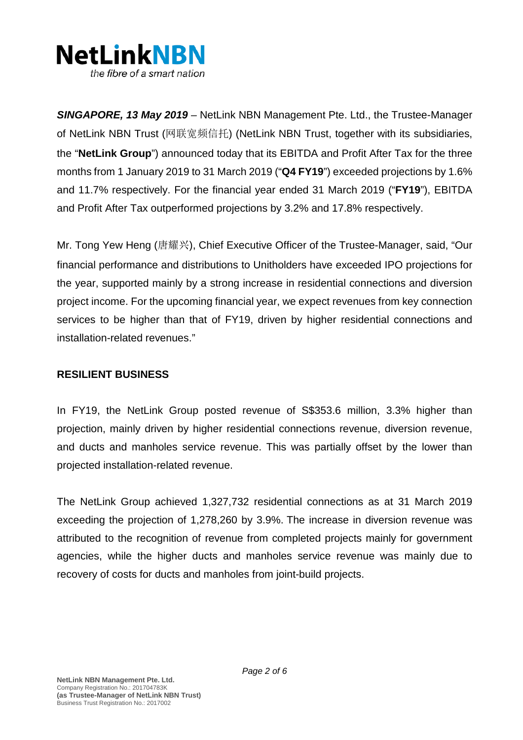*SINGAPORE, 13 May 2019* – NetLink NBN Management Pte. Ltd., the Trustee-Manager of NetLink NBN Trust (网联宽频信托) (NetLink NBN Trust, together with its subsidiaries, the "**NetLink Group**") announced today that its EBITDA and Profit After Tax for the three months from 1 January 2019 to 31 March 2019 ("**Q4 FY19**") exceeded projections by 1.6% and 11.7% respectively. For the financial year ended 31 March 2019 ("**FY19**"), EBITDA and Profit After Tax outperformed projections by 3.2% and 17.8% respectively.

Mr. Tong Yew Heng (唐耀兴), Chief Executive Officer of the Trustee-Manager, said, "Our financial performance and distributions to Unitholders have exceeded IPO projections for the year, supported mainly by a strong increase in residential connections and diversion project income. For the upcoming financial year, we expect revenues from key connection services to be higher than that of FY19, driven by higher residential connections and installation-related revenues."

## RESILIENT BUSINESS

In FY19, the NetLink Group posted revenue of S$353.6 million, 3.3% higher than projection, mainly driven by higher residential connections revenue, diversion revenue, and ducts and manholes service revenue. This was partially offset by the lower than projected installation-related revenue.

The NetLink Group achieved 1,327,732 residential connections as at 31 March 2019 exceeding the projection of 1,278,260 by 3.9%. The increase in diversion revenue was attributed to the recognition of revenue from completed projects mainly for government agencies, while the higher ducts and manholes service revenue was mainly due to recovery of costs for ducts and manholes from joint-build projects.

**NetLink NBN Management Pte. Ltd.**
Company Registration No.: 201704783K
**(as Trustee-Manager of NetLink NBN Trust)**
Business Trust Registration No.: 2017002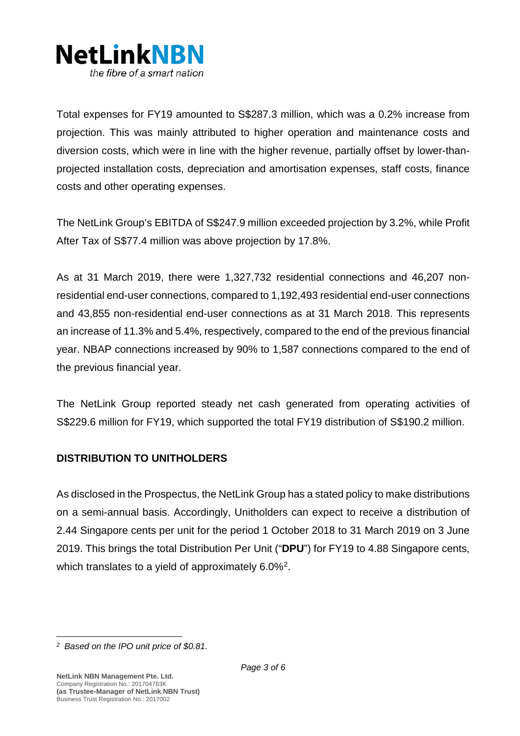Total expenses for FY19 amounted to S$287.3 million, which was a 0.2% increase from projection. This was mainly attributed to higher operation and maintenance costs and diversion costs, which were in line with the higher revenue, partially offset by lower-than-projected installation costs, depreciation and amortisation expenses, staff costs, finance costs and other operating expenses.

The NetLink Group's EBITDA of S$247.9 million exceeded projection by 3.2%, while Profit After Tax of S$77.4 million was above projection by 17.8%.

As at 31 March 2019, there were 1,327,732 residential connections and 46,207 non-residential end-user connections, compared to 1,192,493 residential end-user connections and 43,855 non-residential end-user connections as at 31 March 2018. This represents an increase of 11.3% and 5.4%, respectively, compared to the end of the previous financial year. NBAP connections increased by 90% to 1,587 connections compared to the end of the previous financial year.

The NetLink Group reported steady net cash generated from operating activities of S$229.6 million for FY19, which supported the total FY19 distribution of S$190.2 million.

## DISTRIBUTION TO UNITHOLDERS

As disclosed in the Prospectus, the NetLink Group has a stated policy to make distributions on a semi-annual basis. Accordingly, Unitholders can expect to receive a distribution of 2.44 Singapore cents per unit for the period 1 October 2018 to 31 March 2019 on 3 June 2019. This brings the total Distribution Per Unit ("**DPU**") for FY19 to 4.88 Singapore cents, which translates to a yield of approximately 6.0%[2].

---

[2] *Based on the IPO unit price of $0.81.*

**NetLink NBN Management Pte. Ltd.**
Company Registration No.: 201704783K
**(as Trustee-Manager of NetLink NBN Trust)**
Business Trust Registration No.: 2017002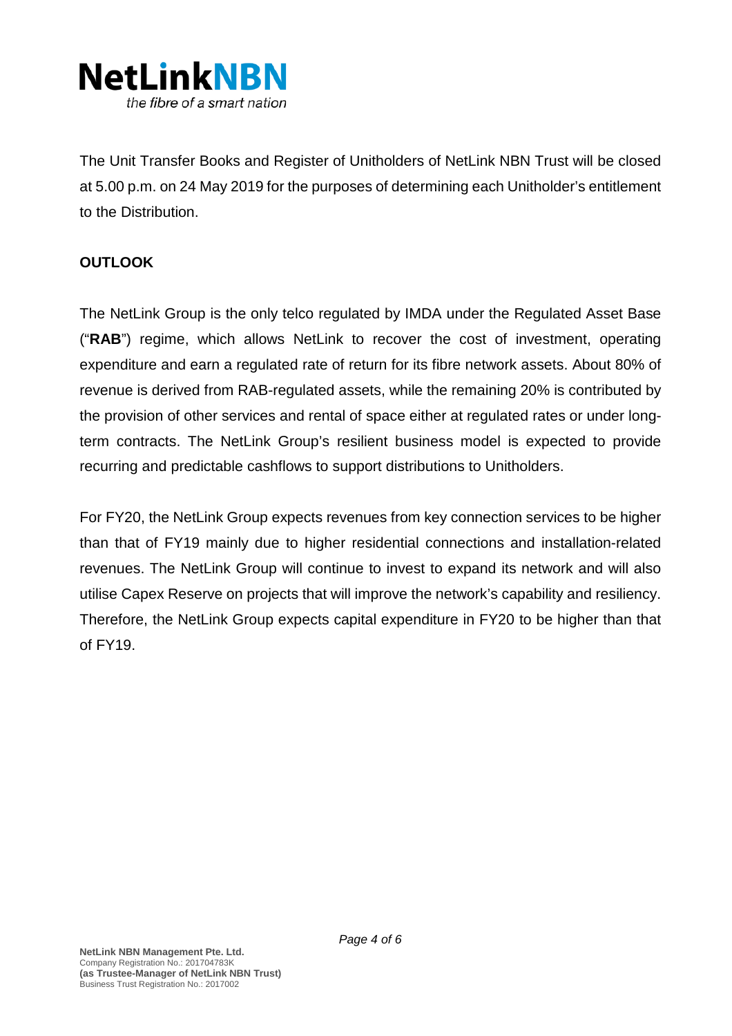The Unit Transfer Books and Register of Unitholders of NetLink NBN Trust will be closed at 5.00 p.m. on 24 May 2019 for the purposes of determining each Unitholder's entitlement to the Distribution.

## OUTLOOK

The NetLink Group is the only telco regulated by IMDA under the Regulated Asset Base ("**RAB**") regime, which allows NetLink to recover the cost of investment, operating expenditure and earn a regulated rate of return for its fibre network assets. About 80% of revenue is derived from RAB-regulated assets, while the remaining 20% is contributed by the provision of other services and rental of space either at regulated rates or under long-term contracts. The NetLink Group's resilient business model is expected to provide recurring and predictable cashflows to support distributions to Unitholders.

For FY20, the NetLink Group expects revenues from key connection services to be higher than that of FY19 mainly due to higher residential connections and installation-related revenues. The NetLink Group will continue to invest to expand its network and will also utilise Capex Reserve on projects that will improve the network's capability and resiliency. Therefore, the NetLink Group expects capital expenditure in FY20 to be higher than that of FY19.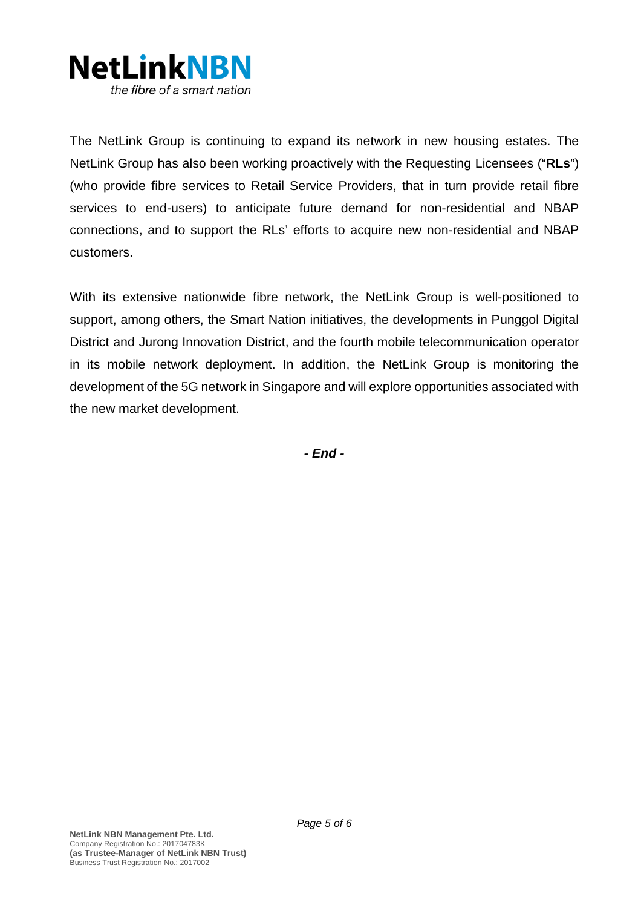The NetLink Group is continuing to expand its network in new housing estates. The NetLink Group has also been working proactively with the Requesting Licensees ("**RLs**") (who provide fibre services to Retail Service Providers, that in turn provide retail fibre services to end-users) to anticipate future demand for non-residential and NBAP connections, and to support the RLs' efforts to acquire new non-residential and NBAP customers.

With its extensive nationwide fibre network, the NetLink Group is well-positioned to support, among others, the Smart Nation initiatives, the developments in Punggol Digital District and Jurong Innovation District, and the fourth mobile telecommunication operator in its mobile network deployment. In addition, the NetLink Group is monitoring the development of the 5G network in Singapore and will explore opportunities associated with the new market development.

***- End -***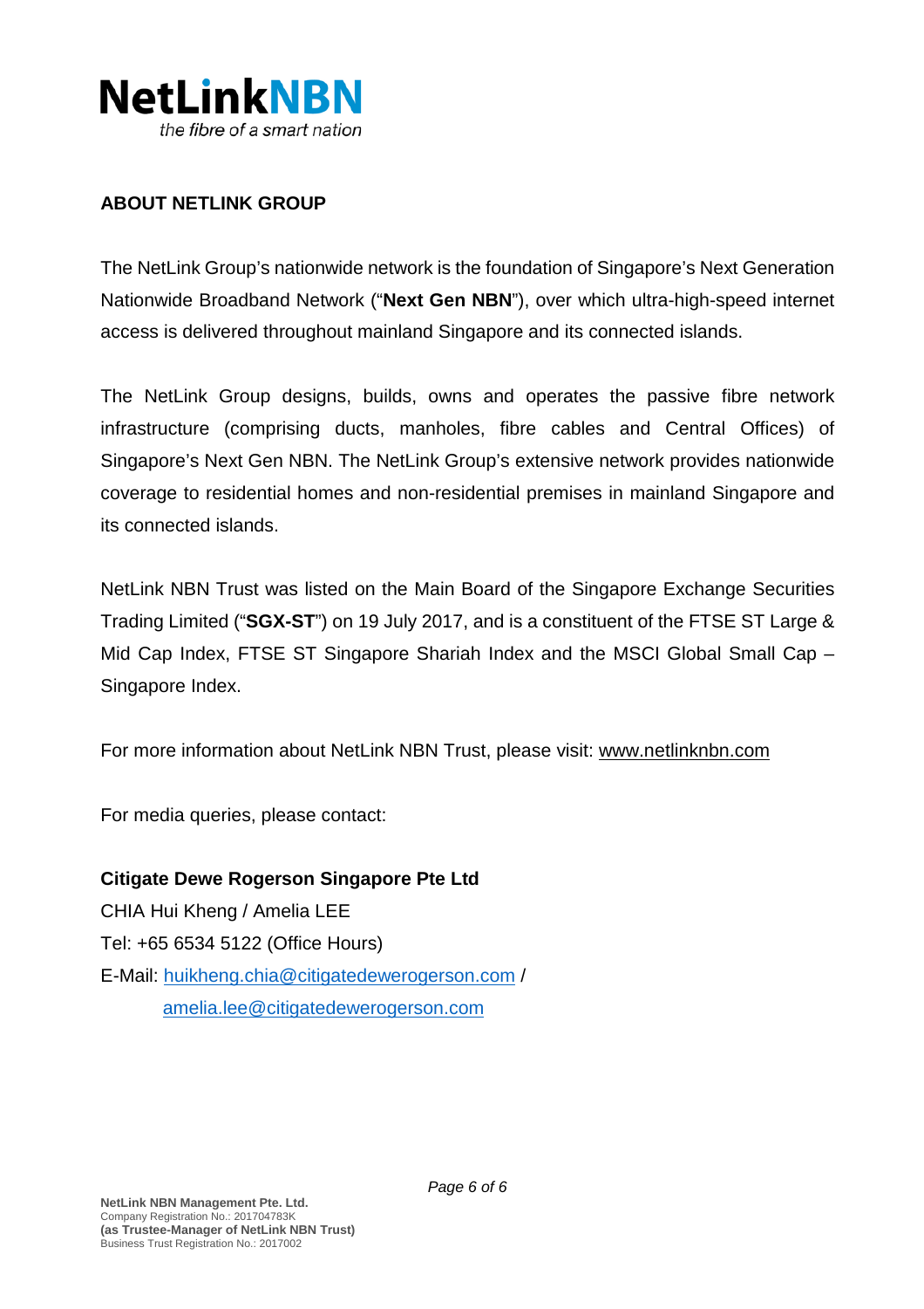## ABOUT NETLINK GROUP

The NetLink Group's nationwide network is the foundation of Singapore's Next Generation Nationwide Broadband Network ("**Next Gen NBN**"), over which ultra-high-speed internet access is delivered throughout mainland Singapore and its connected islands.

The NetLink Group designs, builds, owns and operates the passive fibre network infrastructure (comprising ducts, manholes, fibre cables and Central Offices) of Singapore's Next Gen NBN. The NetLink Group's extensive network provides nationwide coverage to residential homes and non-residential premises in mainland Singapore and its connected islands.

NetLink NBN Trust was listed on the Main Board of the Singapore Exchange Securities Trading Limited ("**SGX-ST**") on 19 July 2017, and is a constituent of the FTSE ST Large & Mid Cap Index, FTSE ST Singapore Shariah Index and the MSCI Global Small Cap – Singapore Index.

For more information about NetLink NBN Trust, please visit: www.netlinknbn.com

For media queries, please contact:

**Citigate Dewe Rogerson Singapore Pte Ltd**
CHIA Hui Kheng / Amelia LEE
Tel: +65 6534 5122 (Office Hours)
E-Mail: huikheng.chia@citigatedewerogerson.com /
amelia.lee@citigatedewerogerson.com

**NetLink NBN Management Pte. Ltd.**
Company Registration No.: 201704783K
**(as Trustee-Manager of NetLink NBN Trust)**
Business Trust Registration No.: 2017002